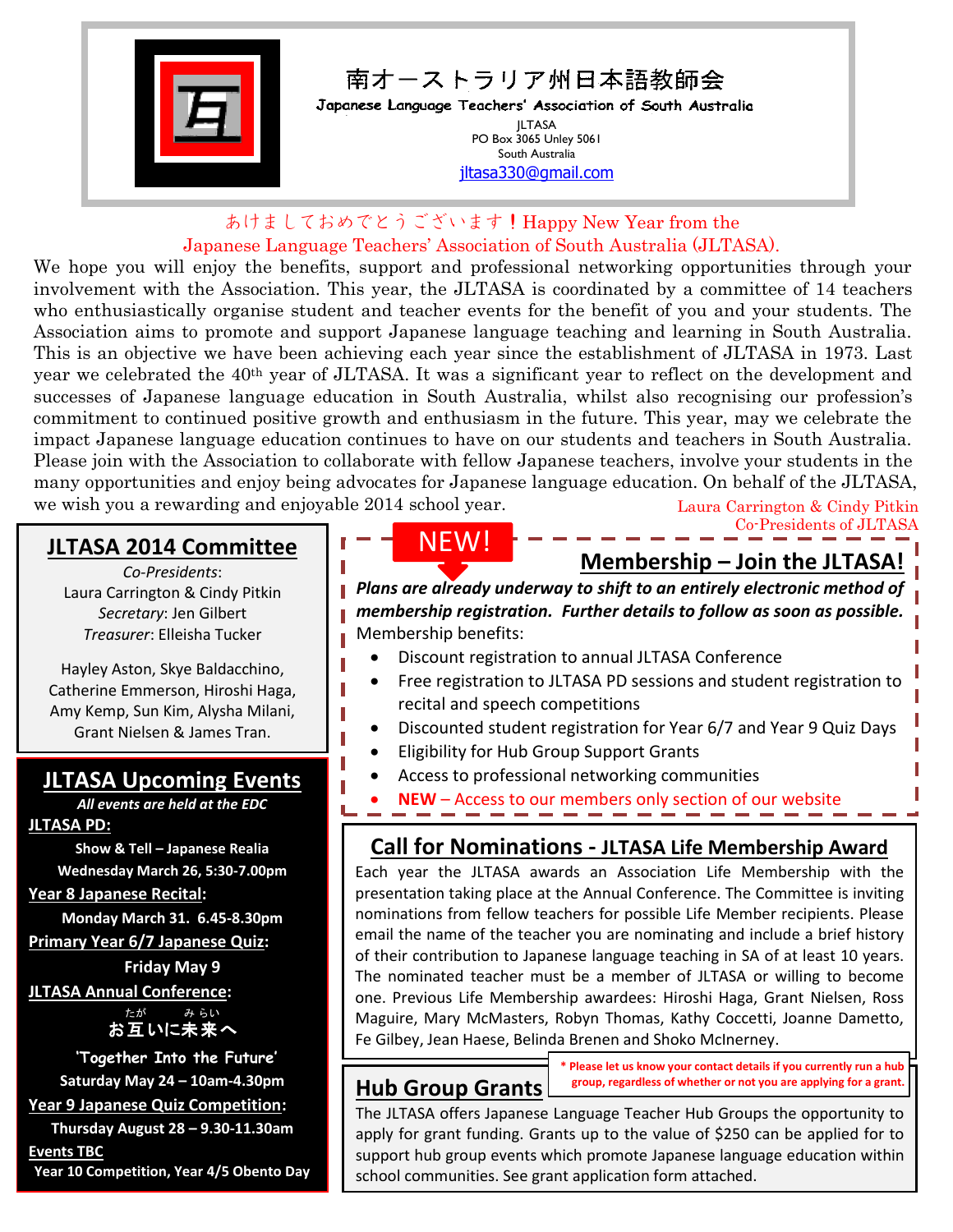# 南オーストラリア州日本語教師会

**Japanese Language Teachers' Association of South Australia**

JLTASA
PO Box 3065 Unley 5061
South Australia
jltasa330@gmail.com

あけましておめでとうございます！Happy New Year from the Japanese Language Teachers' Association of South Australia (JLTASA).

We hope you will enjoy the benefits, support and professional networking opportunities through your involvement with the Association. This year, the JLTASA is coordinated by a committee of 14 teachers who enthusiastically organise student and teacher events for the benefit of you and your students. The Association aims to promote and support Japanese language teaching and learning in South Australia. This is an objective we have been achieving each year since the establishment of JLTASA in 1973. Last year we celebrated the 40th year of JLTASA. It was a significant year to reflect on the development and successes of Japanese language education in South Australia, whilst also recognising our profession's commitment to continued positive growth and enthusiasm in the future. This year, may we celebrate the impact Japanese language education continues to have on our students and teachers in South Australia. Please join with the Association to collaborate with fellow Japanese teachers, involve your students in the many opportunities and enjoy being advocates for Japanese language education. On behalf of the JLTASA, we wish you a rewarding and enjoyable 2014 school year.

Laura Carrington & Cindy Pitkin
Co-Presidents of JLTASA

## JLTASA 2014 Committee

*Co-Presidents*:
Laura Carrington & Cindy Pitkin
*Secretary*: Jen Gilbert
*Treasurer*: Elleisha Tucker

Hayley Aston, Skye Baldacchino, Catherine Emmerson, Hiroshi Haga, Amy Kemp, Sun Kim, Alysha Milani, Grant Nielsen & James Tran.

## JLTASA Upcoming Events

***All events are held at the EDC***

**JLTASA PD:**
**Show & Tell – Japanese Realia**
**Wednesday March 26, 5:30-7.00pm**

**Year 8 Japanese Recital:**
**Monday March 31. 6.45-8.30pm**

**Primary Year 6/7 Japanese Quiz:**
**Friday May 9**

**JLTASA Annual Conference:**
**お互い(たが)に未来(みらい)へ**
**'Together Into the Future'**
**Saturday May 24 – 10am-4.30pm**

**Year 9 Japanese Quiz Competition:**
**Thursday August 28 – 9.30-11.30am**

**Events TBC**
**Year 10 Competition, Year 4/5 Obento Day**

NEW!

## Membership – Join the JLTASA!

***Plans are already underway to shift to an entirely electronic method of membership registration. Further details to follow as soon as possible.***

Membership benefits:

- Discount registration to annual JLTASA Conference
- Free registration to JLTASA PD sessions and student registration to recital and speech competitions
- Discounted student registration for Year 6/7 and Year 9 Quiz Days
- Eligibility for Hub Group Support Grants
- Access to professional networking communities
- **NEW** – Access to our members only section of our website

## Call for Nominations - JLTASA Life Membership Award

Each year the JLTASA awards an Association Life Membership with the presentation taking place at the Annual Conference. The Committee is inviting nominations from fellow teachers for possible Life Member recipients. Please email the name of the teacher you are nominating and include a brief history of their contribution to Japanese language teaching in SA of at least 10 years. The nominated teacher must be a member of JLTASA or willing to become one. Previous Life Membership awardees: Hiroshi Haga, Grant Nielsen, Ross Maguire, Mary McMasters, Robyn Thomas, Kathy Coccetti, Joanne Dametto, Fe Gilbey, Jean Haese, Belinda Brenen and Shoko McInerney.

## Hub Group Grants

**\* Please let us know your contact details if you currently run a hub group, regardless of whether or not you are applying for a grant.**

The JLTASA offers Japanese Language Teacher Hub Groups the opportunity to apply for grant funding. Grants up to the value of $250 can be applied for to support hub group events which promote Japanese language education within school communities. See grant application form attached.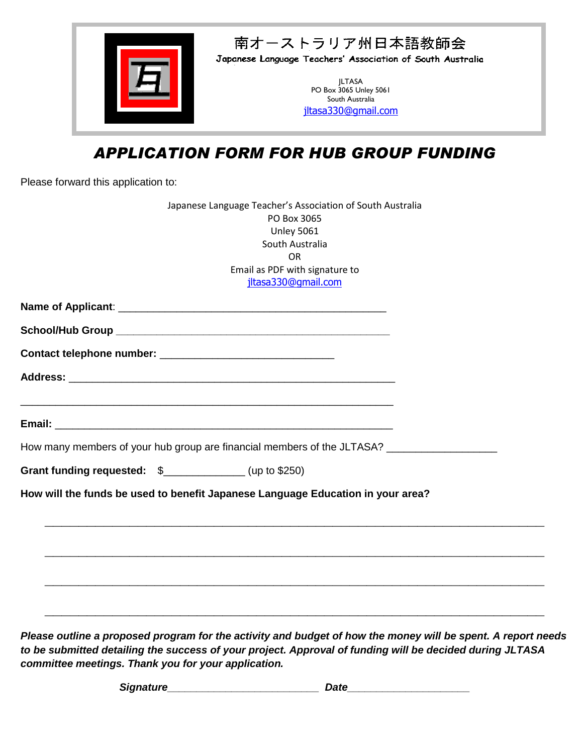南オーストラリア州日本語教師会

Japanese Language Teachers' Association of South Australia

JLTASA
PO Box 3065 Unley 5061
South Australia
jltasa330@gmail.com

# *APPLICATION FORM FOR HUB GROUP FUNDING*

Please forward this application to:

Japanese Language Teacher's Association of South Australia
PO Box 3065
Unley 5061
South Australia
OR
Email as PDF with signature to
jltasa330@gmail.com

**Name of Applicant**: ______________________________________________

**School/Hub Group** ______________________________________________

**Contact telephone number:** ______________________________

**Address:** ________________________________________________________

________________________________________________________________

**Email:** _________________________________________________________

How many members of your hub group are financial members of the JLTASA? __________________

**Grant funding requested:** $_____________ (up to $250)

**How will the funds be used to benefit Japanese Language Education in your area?**

________________________________________________________________________________

________________________________________________________________________________

________________________________________________________________________________

________________________________________________________________________________

***Please outline a proposed program for the activity and budget of how the money will be spent. A report needs to be submitted detailing the success of your project. Approval of funding will be decided during JLTASA committee meetings. Thank you for your application.***

***Signature***__________________________ ***Date***_____________________